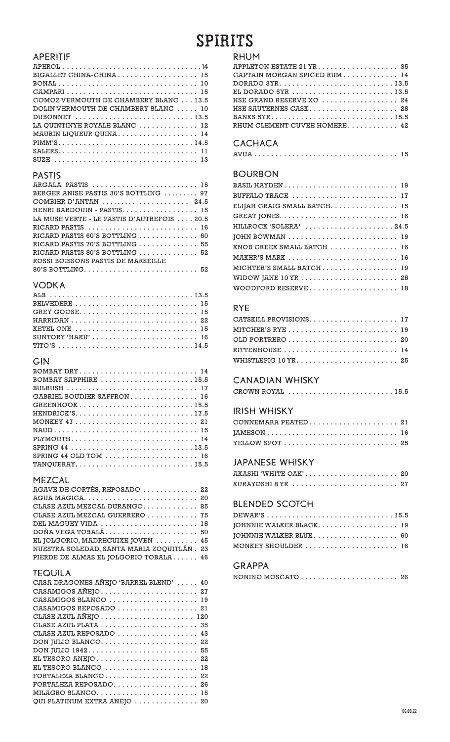# SPIRITS

## APERITIF

- APEROL . . . 14
- BIGALLET CHINA-CHINA . . . 15
- BONAL . . . 10
- CAMPARI . . . 15
- COMOZ VERMOUTH DE CHAMBERY BLANC . . . 13.5
- DOLIN VERMOUTH DE CHAMBERY BLANC . . . 10
- DUBONNET . . . 13.5
- LA QUINTINYE ROYALE BLANC . . . 12
- MAURIN LIQUEUR QUINA . . . 14
- PIMM'S . . . 14.5
- SALERS . . . 11
- SUZE . . . 13

## PASTIS

- ARGALA PASTIS . . . 15
- BERGER ANISE PASTIS 30'S BOTTLING . . . 97
- COMBIER D'ANTAN . . . 24.5
- HENRI BARDOUIN - PASTIS . . . 15
- LA MUSE VERTE - LE PASTIS D'AUTREFOIS . . . 20.5
- RICARD PASTIS . . . 16
- RICARD PASTIS 60'S BOTTLING . . . 60
- RICARD PASTIS 70'S BOTTLING . . . 55
- RICARD PASTIS 80'S BOTTLING . . . 52
- ROSSI BOISSONS PASTIS DE MARSEILLE 80'S BOTTLING . . . 52

## VODKA

- ALB . . . 13.5
- BELVEDERE . . . 15
- GREY GOOSE . . . 15
- HARRIDAN . . . 22
- KETEL ONE . . . 15
- SUNTORY 'HAKU' . . . 16
- TITO'S . . . 14.5

## GIN

- BOMBAY DRY . . . 14
- BOMBAY SAPPHIRE . . . 15.5
- BULRUSH . . . 17
- GABRIEL BOUDIER SAFFRON . . . 16
- GREENHOOK . . . 15.5
- HENDRICK'S . . . 17.5
- MONKEY 47 . . . 21
- NAUD . . . 15
- PLYMOUTH . . . 14
- SPRING 44 . . . 13.5
- SPRING 44 OLD TOM . . . 16
- TANQUERAY . . . 15.5

## MEZCAL

- AGAVE DE CORTÉS, REPOSADO . . . 22
- AGUA MAGICA . . . 20
- CLASE AZUL MEZCAL DURANGO . . . 85
- CLASE AZUL MEZCAL GUERRERO . . . 75
- DEL MAGUEY VIDA . . . 18
- DOÑA VEGA TOBALÁ . . . 50
- EL JOLGORIO, MADRECUIXE JOVEN . . . 45
- NUESTRA SOLEDAD, SANTA MARIA ZOQUITLÁN . 23
- PIERDE DE ALMAS EL JOLGORIO TOBALA . . . 46

## TEQUILA

- CASA DRAGONES AÑEJO 'BARREL BLEND' . . . 40
- CASAMIGOS AÑEJO . . . 27
- CASAMIGOS BLANCO . . . 19
- CASAMIGOS REPOSADO . . . 21
- CLASE AZUL AÑEJO . . . 120
- CLASE AZUL PLATA . . . 35
- CLASE AZUL REPOSADO . . . 43
- DON JULIO BLANCO . . . 22
- DON JULIO 1942 . . . 55
- EL TESORO ANEJO . . . 22
- EL TESORO BLANCO . . . 18
- FORTALEZA BLANCO . . . 22
- FORTALEZA REPOSADO . . . 26
- MILAGRO BLANCO . . . 15
- QUI PLATINUM EXTRA ANEJO . . . 20

## RHUM

- APPLETON ESTATE 21 YR . . . 35
- CAPTAIN MORGAN SPICED RUM . . . 14
- DORADO 3YR . . . 13.5
- EL DORADO 5YR . . . 13.5
- HSE GRAND RESERVE XO . . . 24
- HSE SAUTERNES CASK . . . 28
- BANKS 5YR . . . 15.5
- RHUM CLEMENT CUVEE HOMERE . . . 42

## CACHACA

- AVUA . . . 15

## BOURBON

- BASIL HAYDEN . . . 19
- BUFFALO TRACE . . . 17
- ELIJAH CRAIG SMALL BATCH . . . 15
- GREAT JONES . . . 16
- HILLROCK 'SOLERA' . . . 24.5
- JOHN BOWMAN . . . 19
- KNOB CREEK SMALL BATCH . . . 16
- MAKER'S MARK . . . 16
- MICHTER'S SMALL BATCH . . . 19
- WIDOW JANE 10 YR . . . 28
- WOODFORD RESERVE . . . 18

## RYE

- CATSKILL PROVISIONS . . . 17
- MITCHER'S RYE . . . 19
- OLD PORTRERO . . . 20
- RITTENHOUSE . . . 14
- WHISTLEPIG 10 YR . . . 25

## CANADIAN WHISKY

- CROWN ROYAL . . . 15.5

## IRISH WHISKY

- CONNEMARA PEATED . . . 21
- JAMESON . . . 16
- YELLOW SPOT . . . 25

## JAPANESE WHISKY

- AKASHI 'WHITE OAK' . . . 20
- KURAYOSHI 8 YR . . . 27

## BLENDED SCOTCH

- DEWAR'S . . . 15.5
- JOHNNIE WALKER BLACK . . . 19
- JOHNNIE WALKER BLUE . . . 60
- MONKEY SHOULDER . . . 16

## GRAPPA

- NONINO MOSCATO . . . 26

06.09.22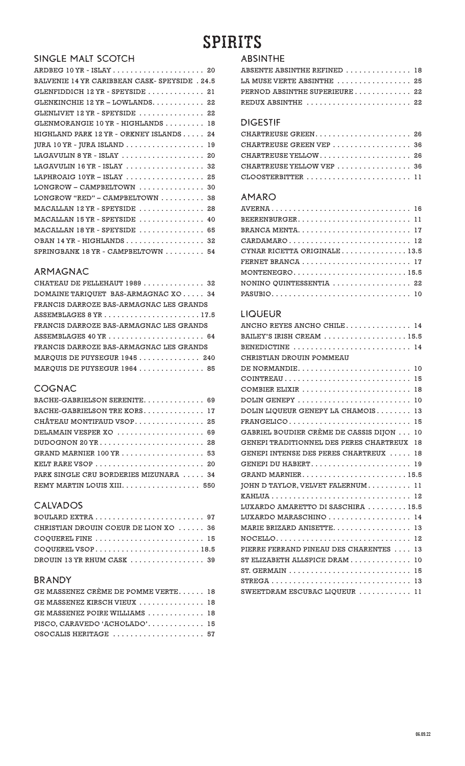# SPIRITS

## SINGLE MALT SCOTCH

| | |
|---|---|
| ARDBEG 10 YR - ISLAY | 20 |
| BALVENIE 14 YR CARIBBEAN CASK- SPEYSIDE | 24.5 |
| GLENFIDDICH 12 YR - SPEYSIDE | 21 |
| GLENKINCHIE 12 YR – LOWLANDS | 22 |
| GLENLIVET 12 YR - SPEYSIDE | 22 |
| GLENMORANGIE 10 YR - HIGHLANDS | 18 |
| HIGHLAND PARK 12 YR - ORKNEY ISLANDS | 24 |
| JURA 10 YR - JURA ISLAND | 19 |
| LAGAVULIN 8 YR - ISLAY | 20 |
| LAGAVULIN 16 YR - ISLAY | 32 |
| LAPHROAIG 10YR – ISLAY | 25 |
| LONGROW – CAMPBELTOWN | 30 |
| LONGROW "RED" – CAMPBELTOWN | 38 |
| MACALLAN 12 YR - SPEYSIDE | 28 |
| MACALLAN 15 YR - SPEYSIDE | 40 |
| MACALLAN 18 YR - SPEYSIDE | 65 |
| OBAN 14 YR - HIGHLANDS | 32 |
| SPRINGBANK 18 YR - CAMPBELTOWN | 54 |

## ARMAGNAC

| | |
|---|---|
| CHATEAU DE PELLEHAUT 1989 | 32 |
| DOMAINE TARIQUET BAS-ARMAGNAC XO | 34 |
| FRANCIS DARROZE BAS-ARMAGNAC LES GRANDS ASSEMBLAGES 8 YR | 17.5 |
| FRANCIS DARROZE BAS-ARMAGNAC LES GRANDS ASSEMBLAGES 40 YR | 64 |
| FRANCIS DARROZE BAS-ARMAGNAC LES GRANDS | |
| MARQUIS DE PUYSEGUR 1945 | 240 |
| MARQUIS DE PUYSEGUR 1964 | 85 |

## COGNAC

| | |
|---|---|
| BACHE-GABRIELSON SERENITE | 69 |
| BACHE-GABRIELSON TRE KORS | 17 |
| CHÂTEAU MONTIFAUD VSOP | 25 |
| DELAMAIN VESPER XO | 69 |
| DUDOGNON 20 YR | 28 |
| GRAND MARNIER 100 YR | 53 |
| KELT RARE VSOP | 20 |
| PARK SINGLE CRU BORDERIES MIZUNARA | 34 |
| REMY MARTIN LOUIS XIII | 550 |

## CALVADOS

| | |
|---|---|
| BOULARD EXTRA | 97 |
| CHRISTIAN DROUIN COEUR DE LION XO | 36 |
| COQUEREL FINE | 15 |
| COQUEREL VSOP | 18.5 |
| DROUIN 13 YR RHUM CASK | 39 |

## BRANDY

| | |
|---|---|
| GE MASSENEZ CRÈME DE POMME VERTE | 18 |
| GE MASSENEZ KIRSCH VIEUX | 18 |
| GE MASSENEZ POIRE WILLIAMS | 18 |
| PISCO, CARAVEDO 'ACHOLADO' | 15 |
| OSOCALIS HERITAGE | 57 |

## ABSINTHE

| | |
|---|---|
| ABSENTE ABSINTHE REFINED | 18 |
| LA MUSE VERTE ABSINTHE | 25 |
| PERNOD ABSINTHE SUPERIEURE | 22 |
| REDUX ABSINTHE | 22 |

## DIGESTIF

| | |
|---|---|
| CHARTREUSE GREEN | 26 |
| CHARTREUSE GREEN VEP | 36 |
| CHARTREUSE YELLOW | 26 |
| CHARTREUSE YELLOW VEP | 36 |
| CLOOSTERBITTER | 11 |

## AMARO

| | |
|---|---|
| AVERNA | 16 |
| BEERENBURGER | 11 |
| BRANCA MENTA | 17 |
| CARDAMARO | 12 |
| CYNAR RICETTA ORIGINALE | 13.5 |
| FERNET BRANCA | 17 |
| MONTENEGRO | 15.5 |
| NONINO QUINTESSENTIA | 22 |
| PASUBIO | 10 |

## LIQUEUR

| | |
|---|---|
| ANCHO REYES ANCHO CHILE | 14 |
| BAILEY'S IRISH CREAM | 15.5 |
| BENEDICTINE | 14 |
| CHRISTIAN DROUIN POMMEAU DE NORMANDIE | 10 |
| COINTREAU | 15 |
| COMBIER ELIXIR | 18 |
| DOLIN GENEPY | 10 |
| DOLIN LIQUEUR GENEPY LA CHAMOIS | 13 |
| FRANGELICO | 15 |
| GABRIEL BOUDIER CRÈME DE CASSIS DIJON | 10 |
| GENEPI TRADITIONNEL DES PERES CHARTREUX | 18 |
| GENEPI INTENSE DES PERES CHARTREUX | 18 |
| GENEPI DU HABERT | 19 |
| GRAND MARNIER | 15.5 |
| JOHN D TAYLOR, VELVET FALERNUM | 11 |
| KAHLUA | 12 |
| LUXARDO AMARETTO DI SASCHIRA | 15.5 |
| LUXARDO MARASCHINO | 14 |
| MARIE BRIZARD ANISETTE | 13 |
| NOCELLO | 12 |
| PIERRE FERRAND PINEAU DES CHARENTES | 13 |
| ST ELIZABETH ALLSPICE DRAM | 10 |
| ST. GERMAIN | 15 |
| STREGA | 13 |
| SWEETDRAM ESCUBAC LIQUEUR | 11 |

06.09.22